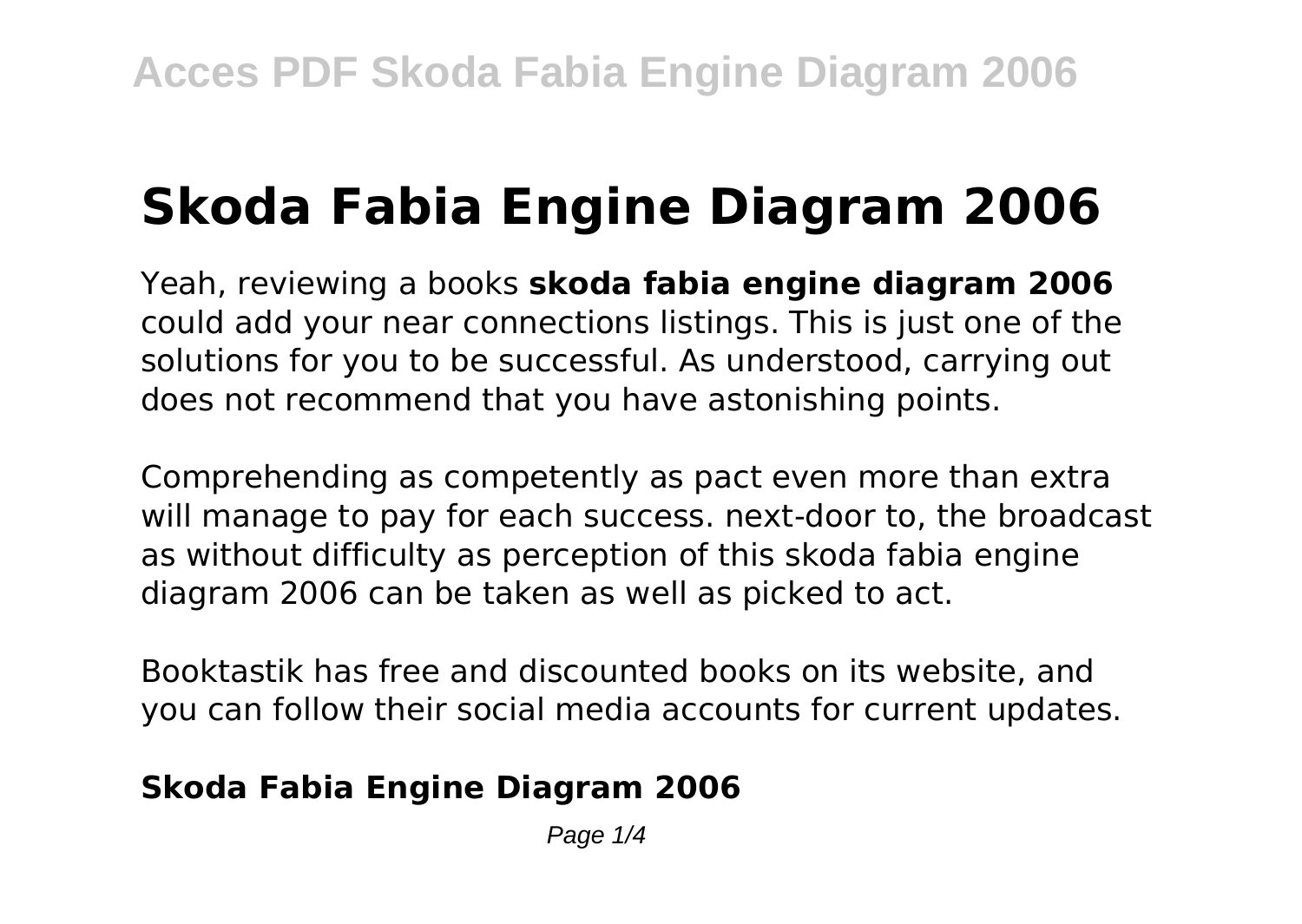# Skoda Fabia Engine Diagram 2006

Yeah, reviewing a books **skoda fabia engine diagram 2006** could add your near connections listings. This is just one of the solutions for you to be successful. As understood, carrying out does not recommend that you have astonishing points.

Comprehending as competently as pact even more than extra will manage to pay for each success. next-door to, the broadcast as without difficulty as perception of this skoda fabia engine diagram 2006 can be taken as well as picked to act.

Booktastik has free and discounted books on its website, and you can follow their social media accounts for current updates.

### Skoda Fabia Engine Diagram 2006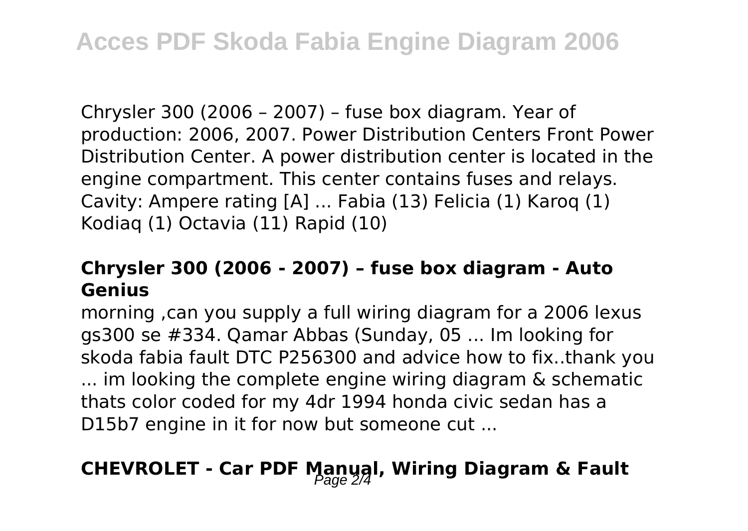Chrysler 300 (2006 – 2007) – fuse box diagram. Year of production: 2006, 2007. Power Distribution Centers Front Power Distribution Center. A power distribution center is located in the engine compartment. This center contains fuses and relays. Cavity: Ampere rating [A] ... Fabia (13) Felicia (1) Karoq (1) Kodiaq (1) Octavia (11) Rapid (10)

### Chrysler 300 (2006 - 2007) – fuse box diagram - Auto Genius

morning ,can you supply a full wiring diagram for a 2006 lexus gs300 se #334. Qamar Abbas (Sunday, 05 ... Im looking for skoda fabia fault DTC P256300 and advice how to fix..thank you ... im looking the complete engine wiring diagram & schematic thats color coded for my 4dr 1994 honda civic sedan has a D15b7 engine in it for now but someone cut ...

### CHEVROLET - Car PDF Manual, Wiring Diagram & Fault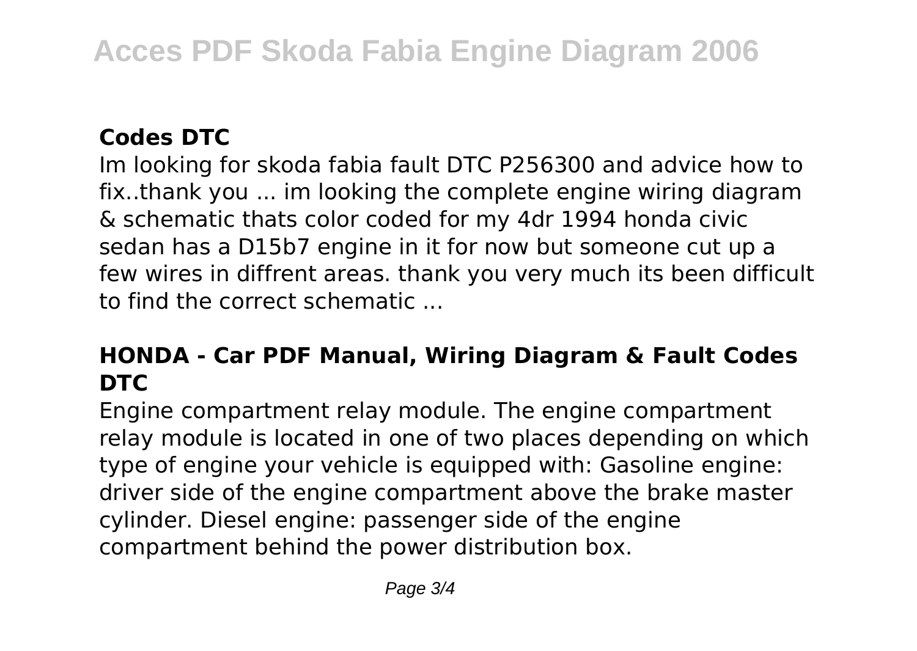## Codes DTC

Im looking for skoda fabia fault DTC P256300 and advice how to fix..thank you ... im looking the complete engine wiring diagram & schematic thats color coded for my 4dr 1994 honda civic sedan has a D15b7 engine in it for now but someone cut up a few wires in diffrent areas. thank you very much its been difficult to find the correct schematic ...

## HONDA - Car PDF Manual, Wiring Diagram & Fault Codes DTC

Engine compartment relay module. The engine compartment relay module is located in one of two places depending on which type of engine your vehicle is equipped with: Gasoline engine: driver side of the engine compartment above the brake master cylinder. Diesel engine: passenger side of the engine compartment behind the power distribution box.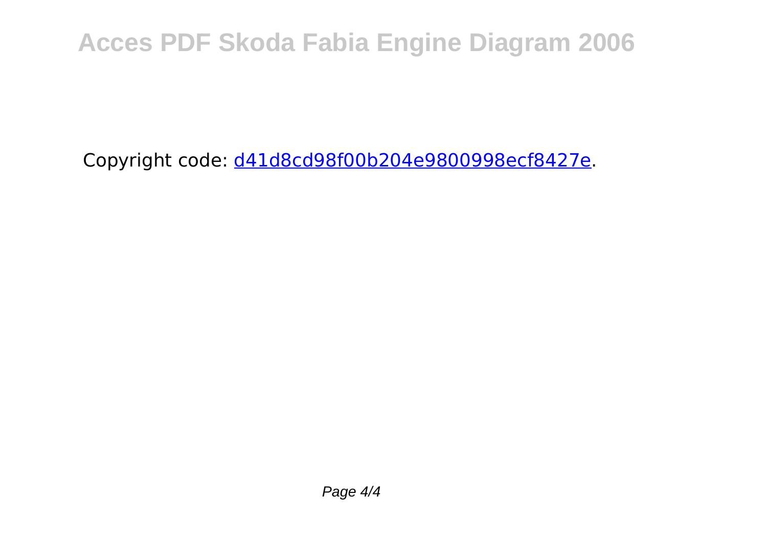Copyright code: [d41d8cd98f00b204e9800998ecf8427e](d41d8cd98f00b204e9800998ecf8427e).